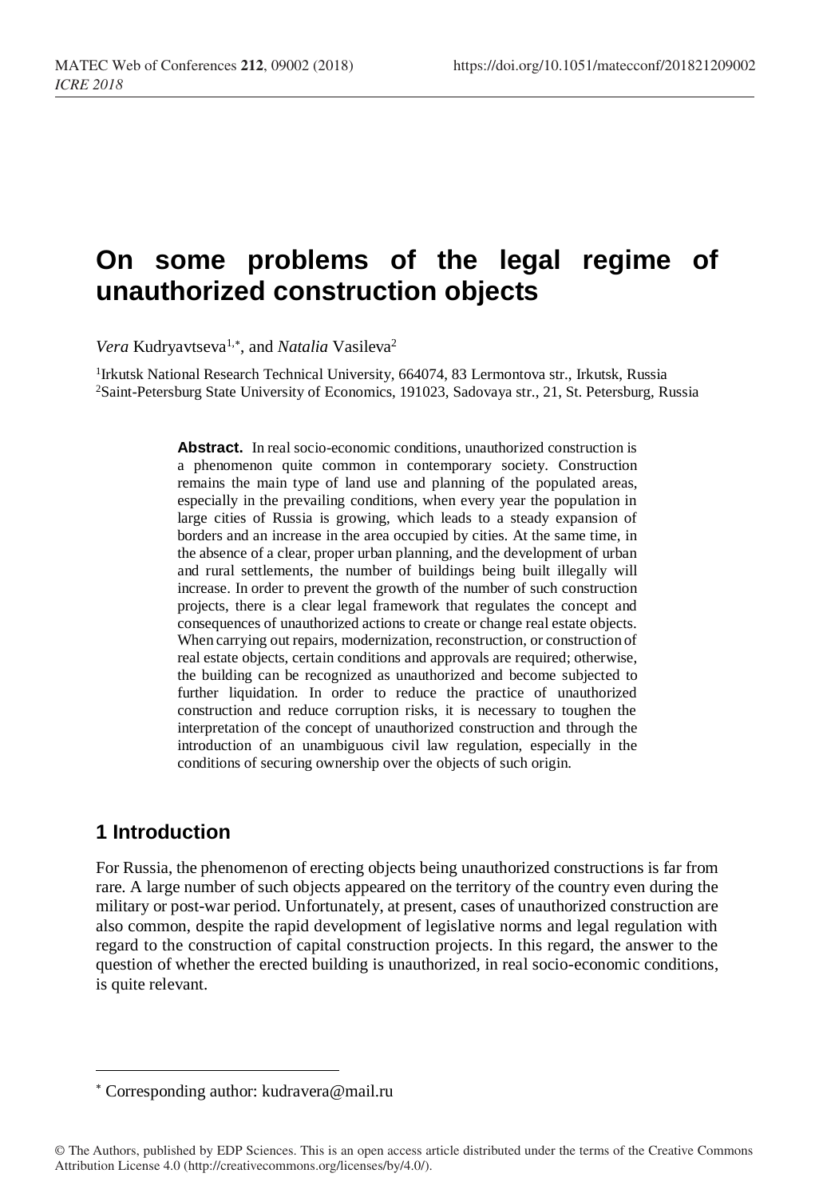# On some problems of the legal regime of unauthorized construction objects

*Vera* Kudryavtseva[1,*], and *Natalia* Vasileva[2]

[1]Irkutsk National Research Technical University, 664074, 83 Lermontova str., Irkutsk, Russia
[2]Saint-Petersburg State University of Economics, 191023, Sadovaya str., 21, St. Petersburg, Russia

**Abstract.** In real socio-economic conditions, unauthorized construction is a phenomenon quite common in contemporary society. Construction remains the main type of land use and planning of the populated areas, especially in the prevailing conditions, when every year the population in large cities of Russia is growing, which leads to a steady expansion of borders and an increase in the area occupied by cities. At the same time, in the absence of a clear, proper urban planning, and the development of urban and rural settlements, the number of buildings being built illegally will increase. In order to prevent the growth of the number of such construction projects, there is a clear legal framework that regulates the concept and consequences of unauthorized actions to create or change real estate objects. When carrying out repairs, modernization, reconstruction, or construction of real estate objects, certain conditions and approvals are required; otherwise, the building can be recognized as unauthorized and become subjected to further liquidation. In order to reduce the practice of unauthorized construction and reduce corruption risks, it is necessary to toughen the interpretation of the concept of unauthorized construction and through the introduction of an unambiguous civil law regulation, especially in the conditions of securing ownership over the objects of such origin.

## 1 Introduction

For Russia, the phenomenon of erecting objects being unauthorized constructions is far from rare. A large number of such objects appeared on the territory of the country even during the military or post-war period. Unfortunately, at present, cases of unauthorized construction are also common, despite the rapid development of legislative norms and legal regulation with regard to the construction of capital construction projects. In this regard, the answer to the question of whether the erected building is unauthorized, in real socio-economic conditions, is quite relevant.

[*] Corresponding author: kudravera@mail.ru

© The Authors, published by EDP Sciences. This is an open access article distributed under the terms of the Creative Commons Attribution License 4.0 (http://creativecommons.org/licenses/by/4.0/).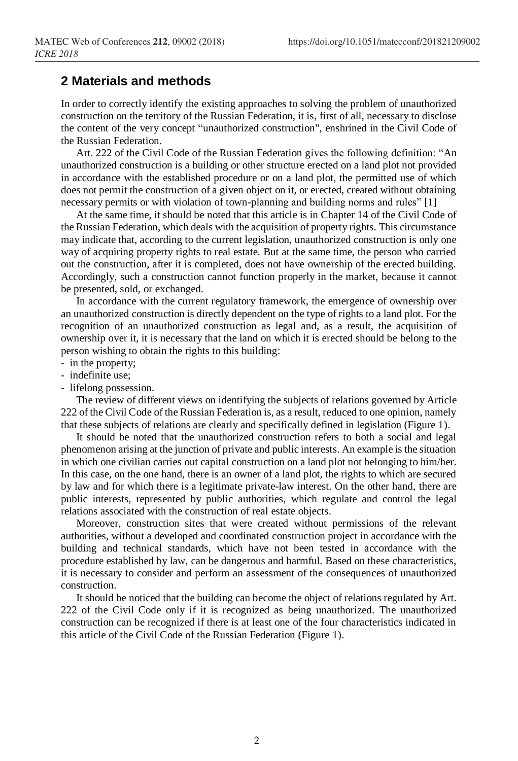## 2 Materials and methods

In order to correctly identify the existing approaches to solving the problem of unauthorized construction on the territory of the Russian Federation, it is, first of all, necessary to disclose the content of the very concept "unauthorized construction", enshrined in the Civil Code of the Russian Federation.

Art. 222 of the Civil Code of the Russian Federation gives the following definition: "An unauthorized construction is a building or other structure erected on a land plot not provided in accordance with the established procedure or on a land plot, the permitted use of which does not permit the construction of a given object on it, or erected, created without obtaining necessary permits or with violation of town-planning and building norms and rules" [1]

At the same time, it should be noted that this article is in Chapter 14 of the Civil Code of the Russian Federation, which deals with the acquisition of property rights. This circumstance may indicate that, according to the current legislation, unauthorized construction is only one way of acquiring property rights to real estate. But at the same time, the person who carried out the construction, after it is completed, does not have ownership of the erected building. Accordingly, such a construction cannot function properly in the market, because it cannot be presented, sold, or exchanged.

In accordance with the current regulatory framework, the emergence of ownership over an unauthorized construction is directly dependent on the type of rights to a land plot. For the recognition of an unauthorized construction as legal and, as a result, the acquisition of ownership over it, it is necessary that the land on which it is erected should be belong to the person wishing to obtain the rights to this building:

- in the property;
- indefinite use;
- lifelong possession.

The review of different views on identifying the subjects of relations governed by Article 222 of the Civil Code of the Russian Federation is, as a result, reduced to one opinion, namely that these subjects of relations are clearly and specifically defined in legislation (Figure 1).

It should be noted that the unauthorized construction refers to both a social and legal phenomenon arising at the junction of private and public interests. An example is the situation in which one civilian carries out capital construction on a land plot not belonging to him/her. In this case, on the one hand, there is an owner of a land plot, the rights to which are secured by law and for which there is a legitimate private-law interest. On the other hand, there are public interests, represented by public authorities, which regulate and control the legal relations associated with the construction of real estate objects.

Moreover, construction sites that were created without permissions of the relevant authorities, without a developed and coordinated construction project in accordance with the building and technical standards, which have not been tested in accordance with the procedure established by law, can be dangerous and harmful. Based on these characteristics, it is necessary to consider and perform an assessment of the consequences of unauthorized construction.

It should be noticed that the building can become the object of relations regulated by Art. 222 of the Civil Code only if it is recognized as being unauthorized. The unauthorized construction can be recognized if there is at least one of the four characteristics indicated in this article of the Civil Code of the Russian Federation (Figure 1).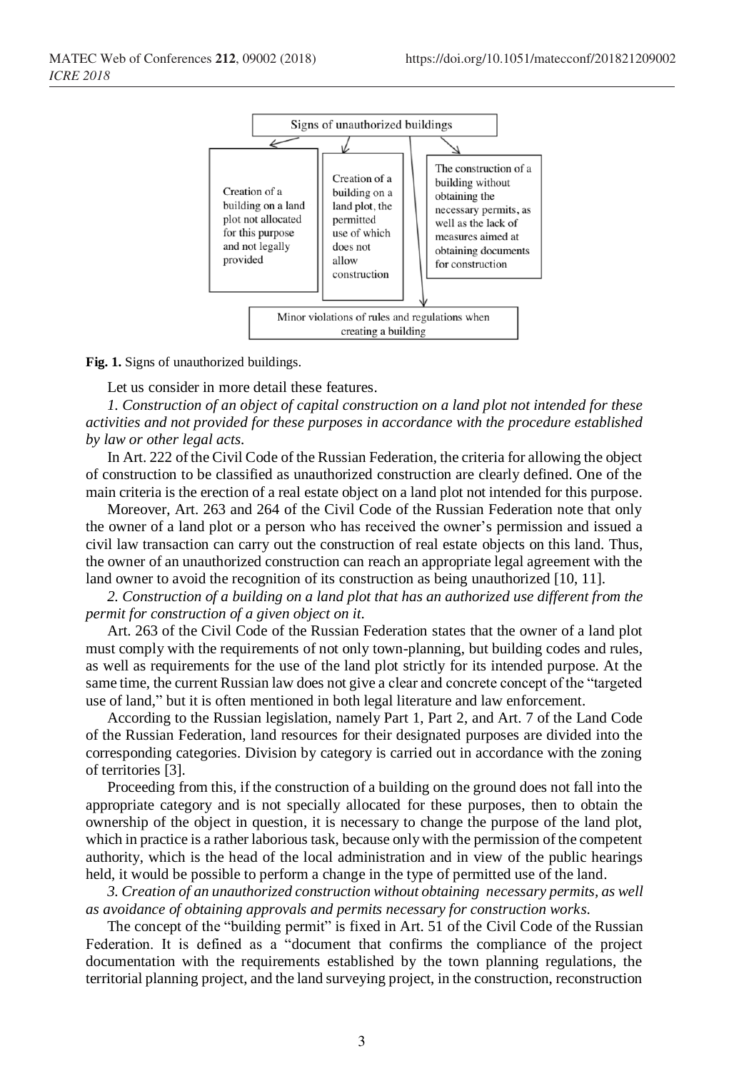Signs of unauthorized buildings

- Creation of a building on a land plot not allocated for this purpose and not legally provided
- Creation of a building on a land plot, the permitted use of which does not allow construction
- The construction of a building without obtaining the necessary permits, as well as the lack of measures aimed at obtaining documents for construction
- Minor violations of rules and regulations when creating a building

**Fig. 1.** Signs of unauthorized buildings.

Let us consider in more detail these features.

*1. Construction of an object of capital construction on a land plot not intended for these activities and not provided for these purposes in accordance with the procedure established by law or other legal acts.*

In Art. 222 of the Civil Code of the Russian Federation, the criteria for allowing the object of construction to be classified as unauthorized construction are clearly defined. One of the main criteria is the erection of a real estate object on a land plot not intended for this purpose.

Moreover, Art. 263 and 264 of the Civil Code of the Russian Federation note that only the owner of a land plot or a person who has received the owner's permission and issued a civil law transaction can carry out the construction of real estate objects on this land. Thus, the owner of an unauthorized construction can reach an appropriate legal agreement with the land owner to avoid the recognition of its construction as being unauthorized [10, 11].

*2. Construction of a building on a land plot that has an authorized use different from the permit for construction of a given object on it.*

Art. 263 of the Civil Code of the Russian Federation states that the owner of a land plot must comply with the requirements of not only town-planning, but building codes and rules, as well as requirements for the use of the land plot strictly for its intended purpose. At the same time, the current Russian law does not give a clear and concrete concept of the "targeted use of land," but it is often mentioned in both legal literature and law enforcement.

According to the Russian legislation, namely Part 1, Part 2, and Art. 7 of the Land Code of the Russian Federation, land resources for their designated purposes are divided into the corresponding categories. Division by category is carried out in accordance with the zoning of territories [3].

Proceeding from this, if the construction of a building on the ground does not fall into the appropriate category and is not specially allocated for these purposes, then to obtain the ownership of the object in question, it is necessary to change the purpose of the land plot, which in practice is a rather laborious task, because only with the permission of the competent authority, which is the head of the local administration and in view of the public hearings held, it would be possible to perform a change in the type of permitted use of the land.

*3. Creation of an unauthorized construction without obtaining necessary permits, as well as avoidance of obtaining approvals and permits necessary for construction works.*

The concept of the "building permit" is fixed in Art. 51 of the Civil Code of the Russian Federation. It is defined as a "document that confirms the compliance of the project documentation with the requirements established by the town planning regulations, the territorial planning project, and the land surveying project, in the construction, reconstruction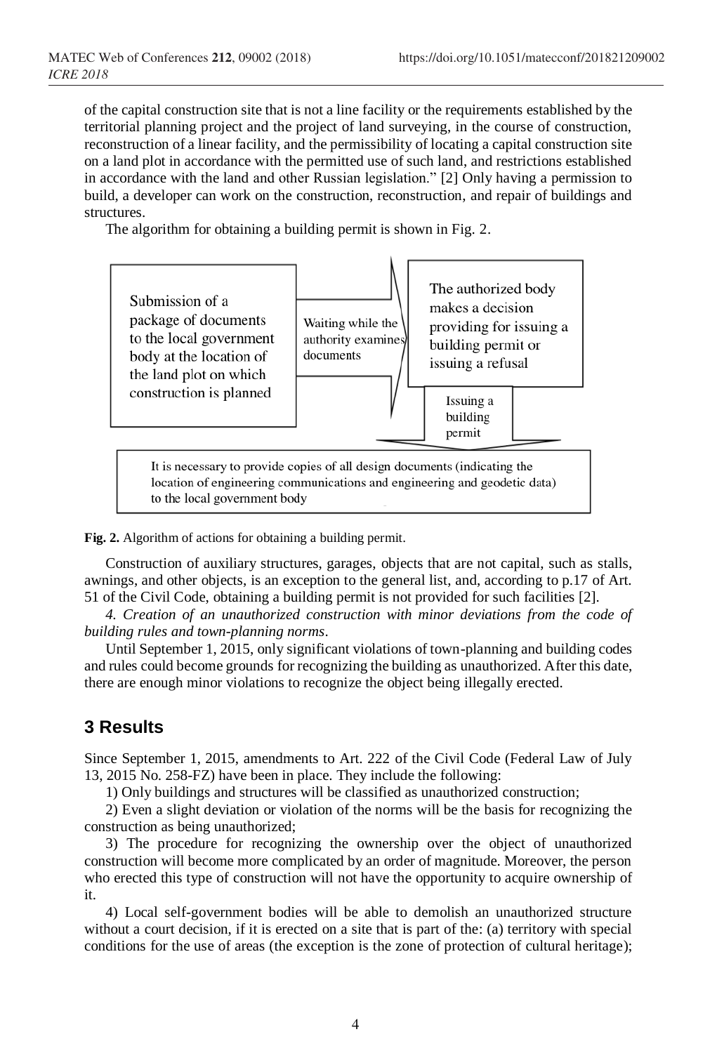of the capital construction site that is not a line facility or the requirements established by the territorial planning project and the project of land surveying, in the course of construction, reconstruction of a linear facility, and the permissibility of locating a capital construction site on a land plot in accordance with the permitted use of such land, and restrictions established in accordance with the land and other Russian legislation." [2] Only having a permission to build, a developer can work on the construction, reconstruction, and repair of buildings and structures.

The algorithm for obtaining a building permit is shown in Fig. 2.

Submission of a package of documents to the local government body at the location of the land plot on which construction is planned

Waiting while the authority examines documents

The authorized body makes a decision providing for issuing a building permit or issuing a refusal

Issuing a building permit

It is necessary to provide copies of all design documents (indicating the location of engineering communications and engineering and geodetic data) to the local government body

**Fig. 2.** Algorithm of actions for obtaining a building permit.

Construction of auxiliary structures, garages, objects that are not capital, such as stalls, awnings, and other objects, is an exception to the general list, and, according to p.17 of Art. 51 of the Civil Code, obtaining a building permit is not provided for such facilities [2].

*4. Creation of an unauthorized construction with minor deviations from the code of building rules and town-planning norms*.

Until September 1, 2015, only significant violations of town-planning and building codes and rules could become grounds for recognizing the building as unauthorized. After this date, there are enough minor violations to recognize the object being illegally erected.

## 3 Results

Since September 1, 2015, amendments to Art. 222 of the Civil Code (Federal Law of July 13, 2015 No. 258-FZ) have been in place. They include the following:

1) Only buildings and structures will be classified as unauthorized construction;

2) Even a slight deviation or violation of the norms will be the basis for recognizing the construction as being unauthorized;

3) The procedure for recognizing the ownership over the object of unauthorized construction will become more complicated by an order of magnitude. Moreover, the person who erected this type of construction will not have the opportunity to acquire ownership of it.

4) Local self-government bodies will be able to demolish an unauthorized structure without a court decision, if it is erected on a site that is part of the: (a) territory with special conditions for the use of areas (the exception is the zone of protection of cultural heritage);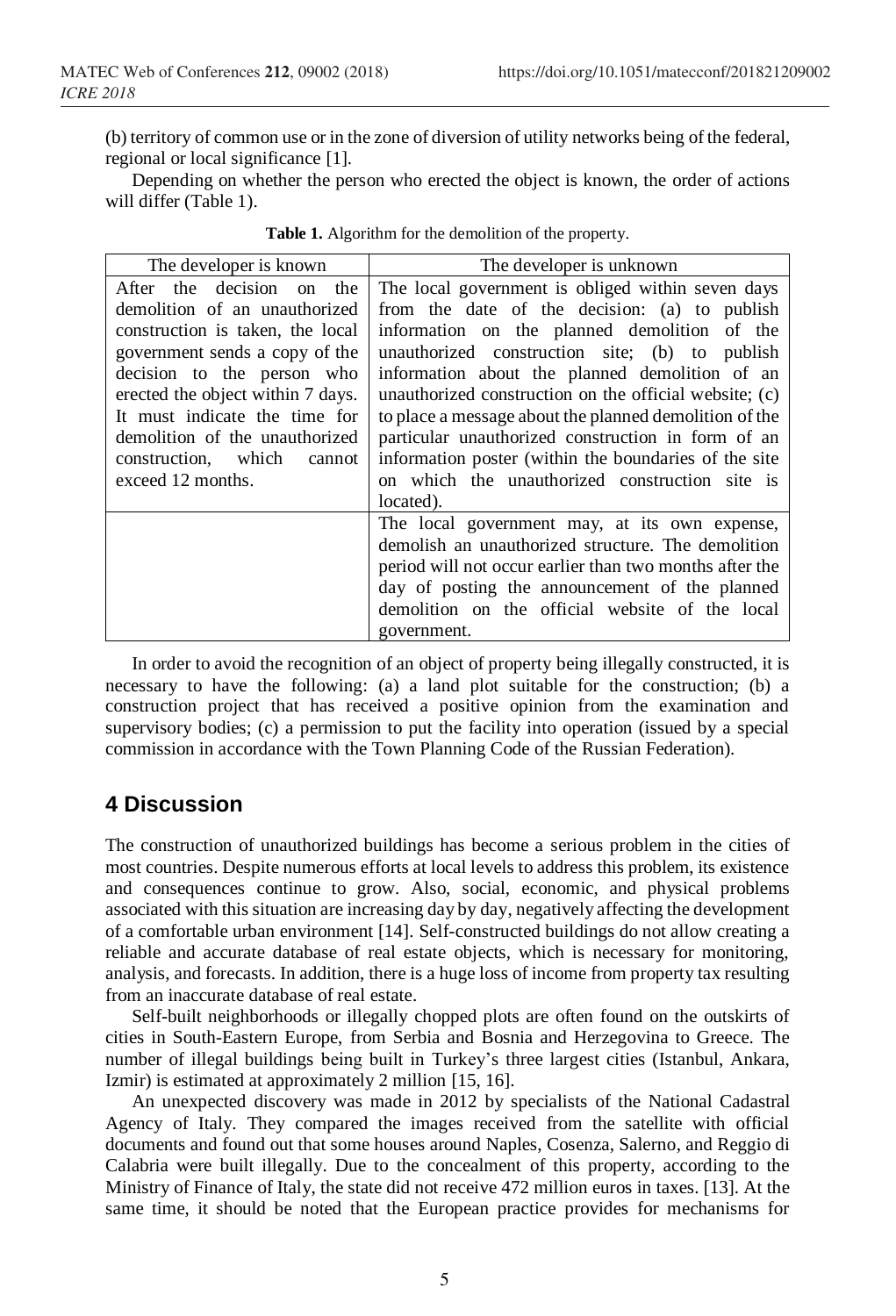(b) territory of common use or in the zone of diversion of utility networks being of the federal, regional or local significance [1].

Depending on whether the person who erected the object is known, the order of actions will differ (Table 1).

**Table 1.** Algorithm for the demolition of the property.

| The developer is known | The developer is unknown |
|---|---|
| After the decision on the demolition of an unauthorized construction is taken, the local government sends a copy of the decision to the person who erected the object within 7 days. It must indicate the time for demolition of the unauthorized construction, which cannot exceed 12 months. | The local government is obliged within seven days from the date of the decision: (a) to publish information on the planned demolition of the unauthorized construction site; (b) to publish information about the planned demolition of an unauthorized construction on the official website; (c) to place a message about the planned demolition of the particular unauthorized construction in form of an information poster (within the boundaries of the site on which the unauthorized construction site is located). |
| | The local government may, at its own expense, demolish an unauthorized structure. The demolition period will not occur earlier than two months after the day of posting the announcement of the planned demolition on the official website of the local government. |

In order to avoid the recognition of an object of property being illegally constructed, it is necessary to have the following: (a) a land plot suitable for the construction; (b) a construction project that has received a positive opinion from the examination and supervisory bodies; (c) a permission to put the facility into operation (issued by a special commission in accordance with the Town Planning Code of the Russian Federation).

## 4 Discussion

The construction of unauthorized buildings has become a serious problem in the cities of most countries. Despite numerous efforts at local levels to address this problem, its existence and consequences continue to grow. Also, social, economic, and physical problems associated with this situation are increasing day by day, negatively affecting the development of a comfortable urban environment [14]. Self-constructed buildings do not allow creating a reliable and accurate database of real estate objects, which is necessary for monitoring, analysis, and forecasts. In addition, there is a huge loss of income from property tax resulting from an inaccurate database of real estate.

Self-built neighborhoods or illegally chopped plots are often found on the outskirts of cities in South-Eastern Europe, from Serbia and Bosnia and Herzegovina to Greece. The number of illegal buildings being built in Turkey's three largest cities (Istanbul, Ankara, Izmir) is estimated at approximately 2 million [15, 16].

An unexpected discovery was made in 2012 by specialists of the National Cadastral Agency of Italy. They compared the images received from the satellite with official documents and found out that some houses around Naples, Cosenza, Salerno, and Reggio di Calabria were built illegally. Due to the concealment of this property, according to the Ministry of Finance of Italy, the state did not receive 472 million euros in taxes. [13]. At the same time, it should be noted that the European practice provides for mechanisms for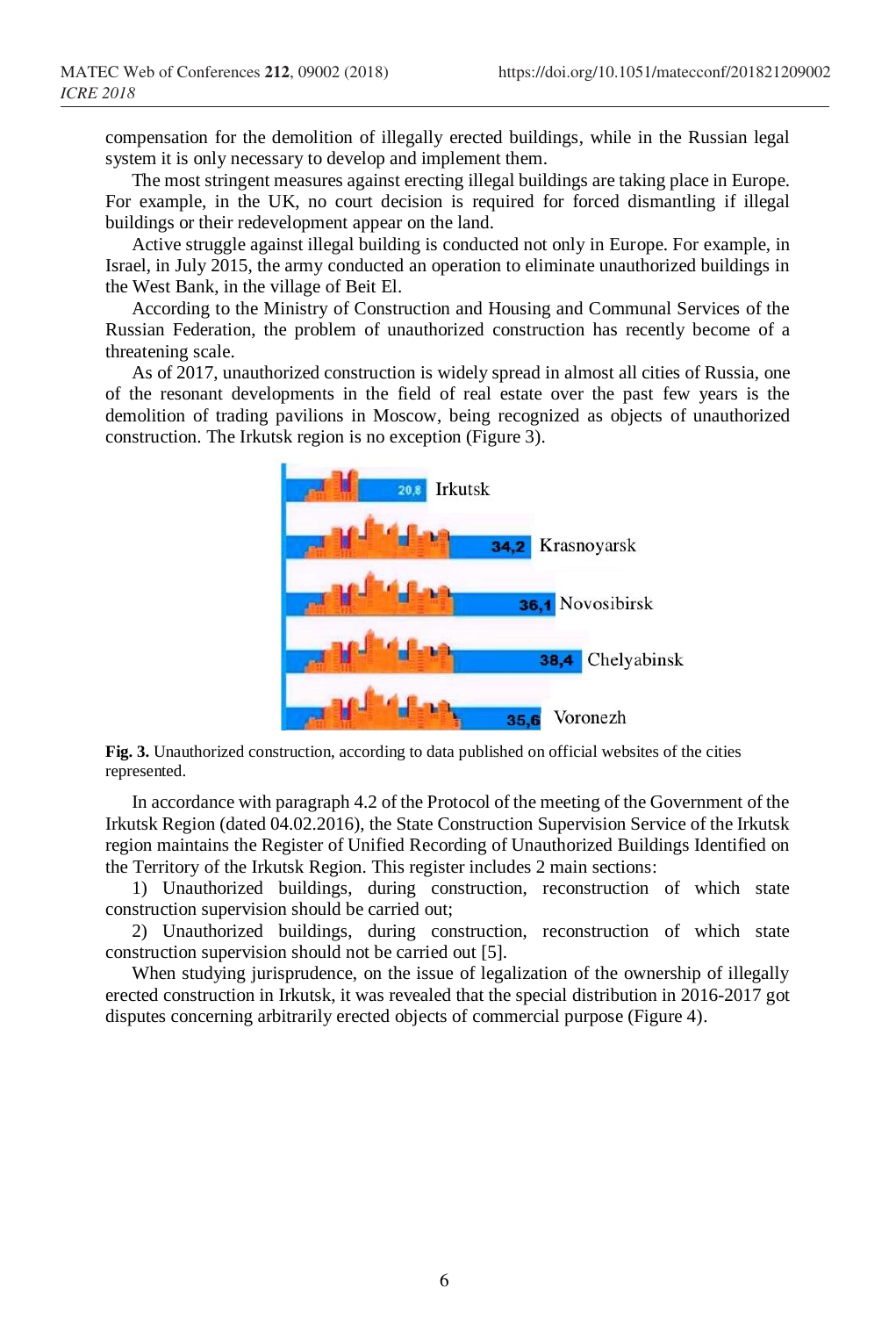compensation for the demolition of illegally erected buildings, while in the Russian legal system it is only necessary to develop and implement them.

The most stringent measures against erecting illegal buildings are taking place in Europe. For example, in the UK, no court decision is required for forced dismantling if illegal buildings or their redevelopment appear on the land.

Active struggle against illegal building is conducted not only in Europe. For example, in Israel, in July 2015, the army conducted an operation to eliminate unauthorized buildings in the West Bank, in the village of Beit El.

According to the Ministry of Construction and Housing and Communal Services of the Russian Federation, the problem of unauthorized construction has recently become of a threatening scale.

As of 2017, unauthorized construction is widely spread in almost all cities of Russia, one of the resonant developments in the field of real estate over the past few years is the demolition of trading pavilions in Moscow, being recognized as objects of unauthorized construction. The Irkutsk region is no exception (Figure 3).

20,8 Irkutsk

34,2 Krasnoyarsk

36,1 Novosibirsk

38,4 Chelyabinsk

35,6 Voronezh

**Fig. 3.** Unauthorized construction, according to data published on official websites of the cities represented.

In accordance with paragraph 4.2 of the Protocol of the meeting of the Government of the Irkutsk Region (dated 04.02.2016), the State Construction Supervision Service of the Irkutsk region maintains the Register of Unified Recording of Unauthorized Buildings Identified on the Territory of the Irkutsk Region. This register includes 2 main sections:

1) Unauthorized buildings, during construction, reconstruction of which state construction supervision should be carried out;

2) Unauthorized buildings, during construction, reconstruction of which state construction supervision should not be carried out [5].

When studying jurisprudence, on the issue of legalization of the ownership of illegally erected construction in Irkutsk, it was revealed that the special distribution in 2016-2017 got disputes concerning arbitrarily erected objects of commercial purpose (Figure 4).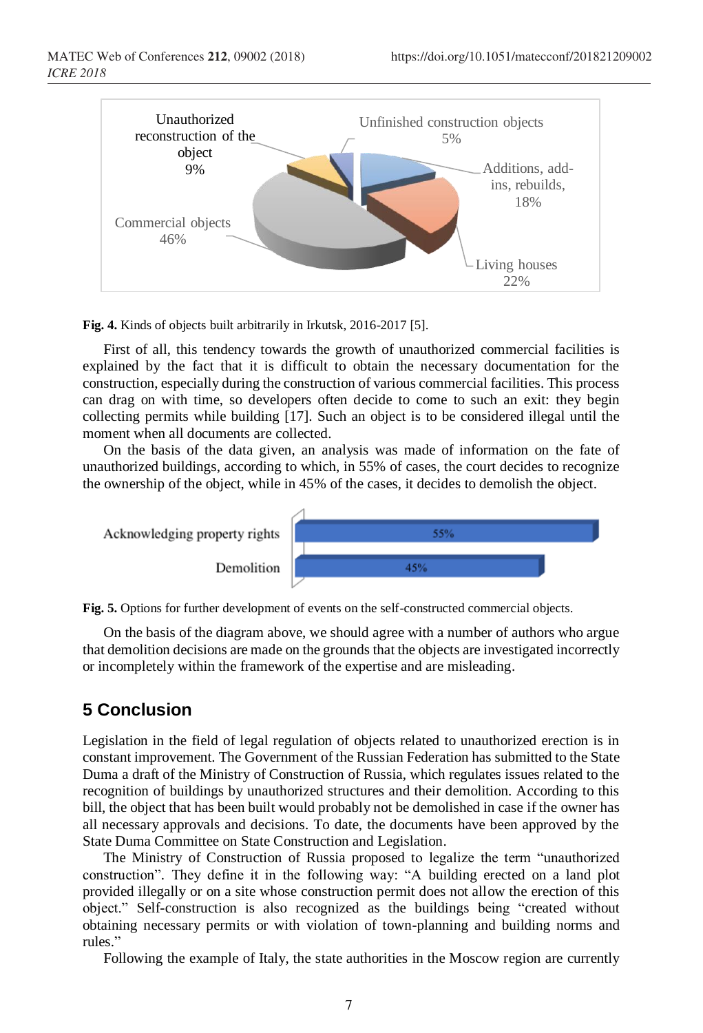Fig. 4. Kinds of objects built arbitrarily in Irkutsk, 2016-2017 [5].

First of all, this tendency towards the growth of unauthorized commercial facilities is explained by the fact that it is difficult to obtain the necessary documentation for the construction, especially during the construction of various commercial facilities. This process can drag on with time, so developers often decide to come to such an exit: they begin collecting permits while building [17]. Such an object is to be considered illegal until the moment when all documents are collected.

On the basis of the data given, an analysis was made of information on the fate of unauthorized buildings, according to which, in 55% of cases, the court decides to recognize the ownership of the object, while in 45% of the cases, it decides to demolish the object.

Fig. 5. Options for further development of events on the self-constructed commercial objects.

On the basis of the diagram above, we should agree with a number of authors who argue that demolition decisions are made on the grounds that the objects are investigated incorrectly or incompletely within the framework of the expertise and are misleading.

## 5 Conclusion

Legislation in the field of legal regulation of objects related to unauthorized erection is in constant improvement. The Government of the Russian Federation has submitted to the State Duma a draft of the Ministry of Construction of Russia, which regulates issues related to the recognition of buildings by unauthorized structures and their demolition. According to this bill, the object that has been built would probably not be demolished in case if the owner has all necessary approvals and decisions. To date, the documents have been approved by the State Duma Committee on State Construction and Legislation.

The Ministry of Construction of Russia proposed to legalize the term "unauthorized construction". They define it in the following way: "A building erected on a land plot provided illegally or on a site whose construction permit does not allow the erection of this object." Self-construction is also recognized as the buildings being "created without obtaining necessary permits or with violation of town-planning and building norms and rules."

Following the example of Italy, the state authorities in the Moscow region are currently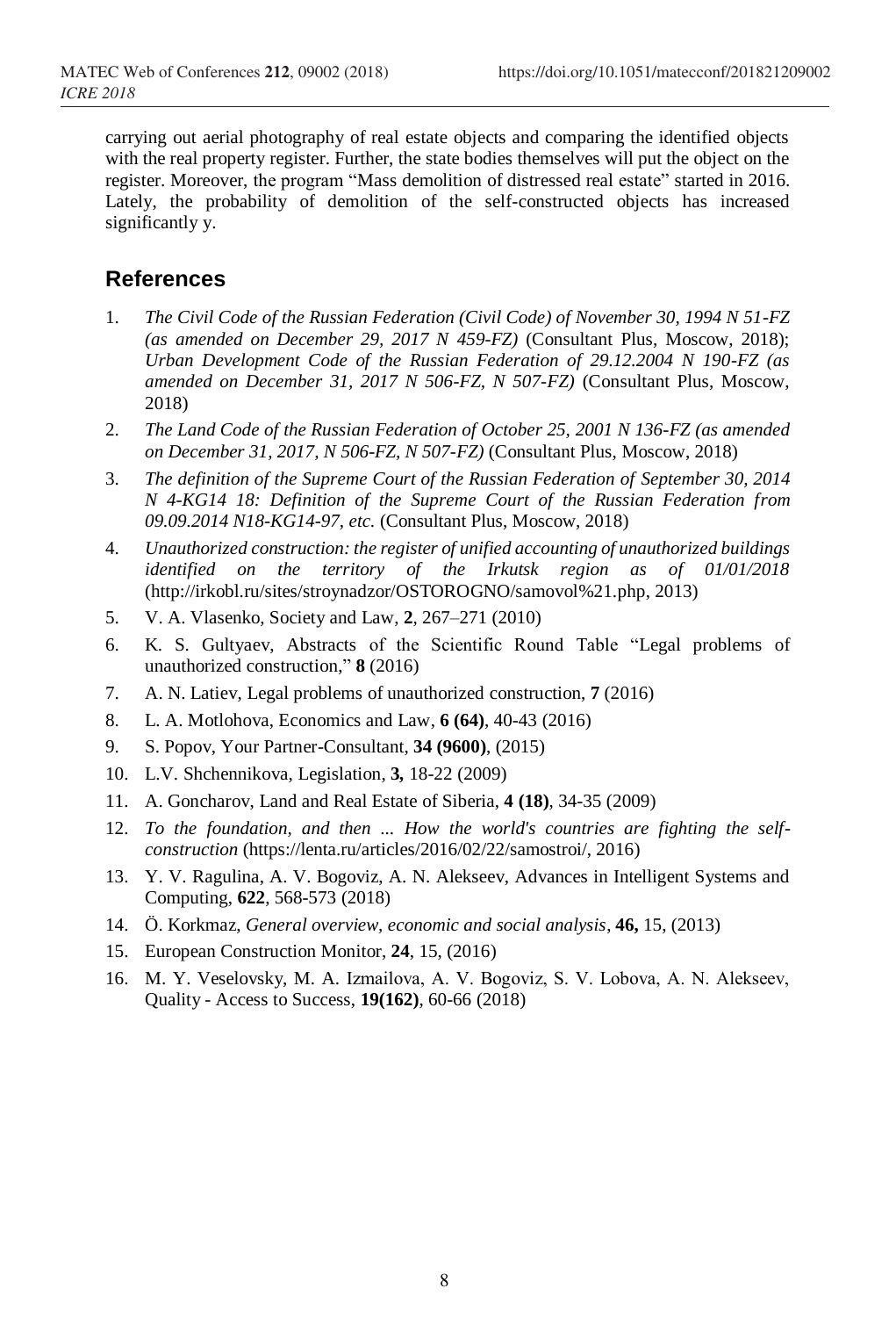carrying out aerial photography of real estate objects and comparing the identified objects with the real property register. Further, the state bodies themselves will put the object on the register. Moreover, the program "Mass demolition of distressed real estate" started in 2016. Lately, the probability of demolition of the self-constructed objects has increased significantly y.

## References

1. *The Civil Code of the Russian Federation (Civil Code) of November 30, 1994 N 51-FZ (as amended on December 29, 2017 N 459-FZ)* (Consultant Plus, Moscow, 2018); *Urban Development Code of the Russian Federation of 29.12.2004 N 190-FZ (as amended on December 31, 2017 N 506-FZ, N 507-FZ)* (Consultant Plus, Moscow, 2018)
2. *The Land Code of the Russian Federation of October 25, 2001 N 136-FZ (as amended on December 31, 2017, N 506-FZ, N 507-FZ)* (Consultant Plus, Moscow, 2018)
3. *The definition of the Supreme Court of the Russian Federation of September 30, 2014 N 4-KG14 18: Definition of the Supreme Court of the Russian Federation from 09.09.2014 N18-KG14-97, etc.* (Consultant Plus, Moscow, 2018)
4. *Unauthorized construction: the register of unified accounting of unauthorized buildings identified on the territory of the Irkutsk region as of 01/01/2018* (http://irkobl.ru/sites/stroynadzor/OSTOROGNO/samovol%21.php, 2013)
5. V. A. Vlasenko, Society and Law, **2**, 267–271 (2010)
6. K. S. Gultyaev, Abstracts of the Scientific Round Table "Legal problems of unauthorized construction," **8** (2016)
7. A. N. Latiev, Legal problems of unauthorized construction, **7** (2016)
8. L. A. Motlohova, Economics and Law, **6 (64)**, 40-43 (2016)
9. S. Popov, Your Partner-Consultant, **34 (9600)**, (2015)
10. L.V. Shchennikova, Legislation, **3,** 18-22 (2009)
11. A. Goncharov, Land and Real Estate of Siberia, **4 (18)**, 34-35 (2009)
12. *To the foundation, and then ... How the world's countries are fighting the self-construction* (https://lenta.ru/articles/2016/02/22/samostroi/, 2016)
13. Y. V. Ragulina, A. V. Bogoviz, A. N. Alekseev, Advances in Intelligent Systems and Computing, **622**, 568-573 (2018)
14. Ö. Korkmaz, *General overview, economic and social analysis*, **46,** 15, (2013)
15. European Construction Monitor, **24**, 15, (2016)
16. M. Y. Veselovsky, M. A. Izmailova, A. V. Bogoviz, S. V. Lobova, A. N. Alekseev, Quality - Access to Success, **19(162)**, 60-66 (2018)